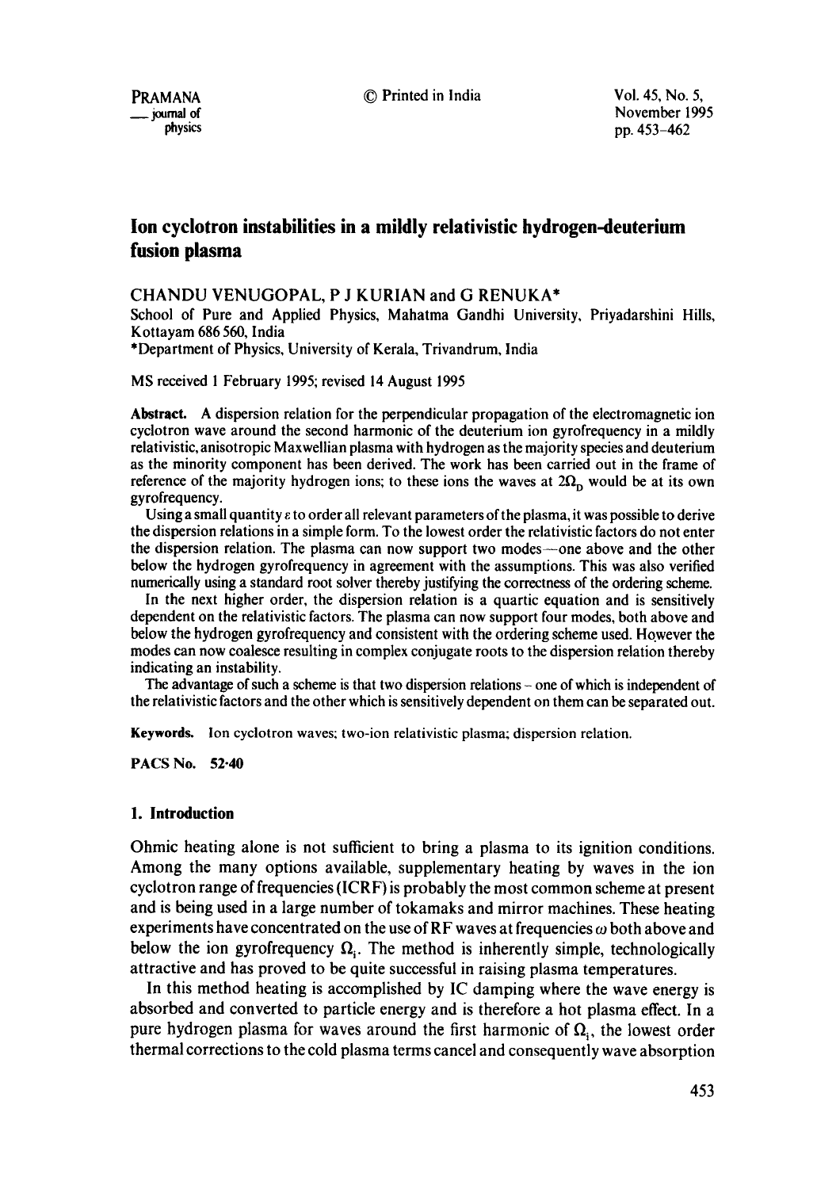# Ion cyclotron instabilities in a mildly relativistic hydrogen-deuterium fusion plasma

CHANDU VENUGOPAL, P J KURIAN and G RENUKA*

School of Pure and Applied Physics, Mahatma Gandhi University, Priyadarshini Hills, Kottayam 686 560, India

*Department of Physics, University of Kerala, Trivandrum, India

MS received 1 February 1995; revised 14 August 1995

**Abstract.** A dispersion relation for the perpendicular propagation of the electromagnetic ion cyclotron wave around the second harmonic of the deuterium ion gyrofrequency in a mildly relativistic, anisotropic Maxwellian plasma with hydrogen as the majority species and deuterium as the minority component has been derived. The work has been carried out in the frame of reference of the majority hydrogen ions; to these ions the waves at $2\Omega_D$ would be at its own gyrofrequency.

Using a small quantity $\varepsilon$ to order all relevant parameters of the plasma, it was possible to derive the dispersion relations in a simple form. To the lowest order the relativistic factors do not enter the dispersion relation. The plasma can now support two modes—one above and the other below the hydrogen gyrofrequency in agreement with the assumptions. This was also verified numerically using a standard root solver thereby justifying the correctness of the ordering scheme.

In the next higher order, the dispersion relation is a quartic equation and is sensitively dependent on the relativistic factors. The plasma can now support four modes, both above and below the hydrogen gyrofrequency and consistent with the ordering scheme used. However the modes can now coalesce resulting in complex conjugate roots to the dispersion relation thereby indicating an instability.

The advantage of such a scheme is that two dispersion relations – one of which is independent of the relativistic factors and the other which is sensitively dependent on them can be separated out.

**Keywords.** Ion cyclotron waves; two-ion relativistic plasma; dispersion relation.

**PACS No.** 52·40

## 1. Introduction

Ohmic heating alone is not sufficient to bring a plasma to its ignition conditions. Among the many options available, supplementary heating by waves in the ion cyclotron range of frequencies (ICRF) is probably the most common scheme at present and is being used in a large number of tokamaks and mirror machines. These heating experiments have concentrated on the use of RF waves at frequencies $\omega$ both above and below the ion gyrofrequency $\Omega_i$. The method is inherently simple, technologically attractive and has proved to be quite successful in raising plasma temperatures.

In this method heating is accomplished by IC damping where the wave energy is absorbed and converted to particle energy and is therefore a hot plasma effect. In a pure hydrogen plasma for waves around the first harmonic of $\Omega_i$, the lowest order thermal corrections to the cold plasma terms cancel and consequently wave absorption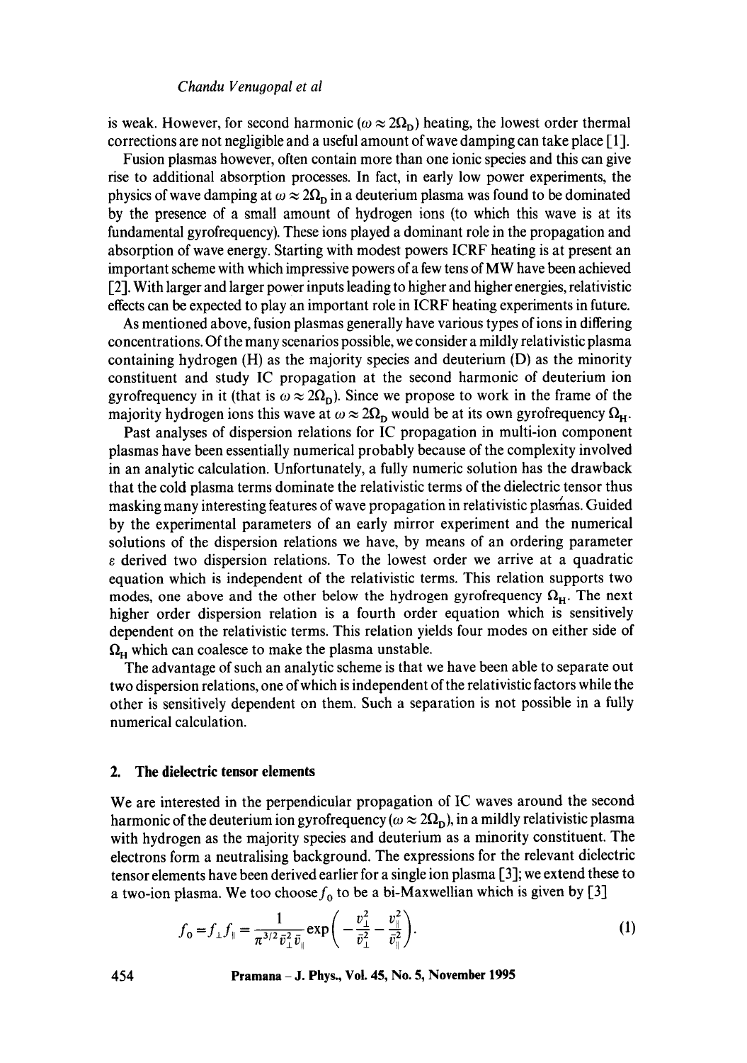is weak. However, for second harmonic ($\omega \approx 2\Omega_D$) heating, the lowest order thermal corrections are not negligible and a useful amount of wave damping can take place [1].

Fusion plasmas however, often contain more than one ionic species and this can give rise to additional absorption processes. In fact, in early low power experiments, the physics of wave damping at $\omega \approx 2\Omega_D$ in a deuterium plasma was found to be dominated by the presence of a small amount of hydrogen ions (to which this wave is at its fundamental gyrofrequency). These ions played a dominant role in the propagation and absorption of wave energy. Starting with modest powers ICRF heating is at present an important scheme with which impressive powers of a few tens of MW have been achieved [2]. With larger and larger power inputs leading to higher and higher energies, relativistic effects can be expected to play an important role in ICRF heating experiments in future.

As mentioned above, fusion plasmas generally have various types of ions in differing concentrations. Of the many scenarios possible, we consider a mildly relativistic plasma containing hydrogen (H) as the majority species and deuterium (D) as the minority constituent and study IC propagation at the second harmonic of deuterium ion gyrofrequency in it (that is $\omega \approx 2\Omega_D$). Since we propose to work in the frame of the majority hydrogen ions this wave at $\omega \approx 2\Omega_D$ would be at its own gyrofrequency $\Omega_H$.

Past analyses of dispersion relations for IC propagation in multi-ion component plasmas have been essentially numerical probably because of the complexity involved in an analytic calculation. Unfortunately, a fully numeric solution has the drawback that the cold plasma terms dominate the relativistic terms of the dielectric tensor thus masking many interesting features of wave propagation in relativistic plasmas. Guided by the experimental parameters of an early mirror experiment and the numerical solutions of the dispersion relations we have, by means of an ordering parameter $\varepsilon$ derived two dispersion relations. To the lowest order we arrive at a quadratic equation which is independent of the relativistic terms. This relation supports two modes, one above and the other below the hydrogen gyrofrequency $\Omega_H$. The next higher order dispersion relation is a fourth order equation which is sensitively dependent on the relativistic terms. This relation yields four modes on either side of $\Omega_H$ which can coalesce to make the plasma unstable.

The advantage of such an analytic scheme is that we have been able to separate out two dispersion relations, one of which is independent of the relativistic factors while the other is sensitively dependent on them. Such a separation is not possible in a fully numerical calculation.

## 2. The dielectric tensor elements

We are interested in the perpendicular propagation of IC waves around the second harmonic of the deuterium ion gyrofrequency ($\omega \approx 2\Omega_D$), in a mildly relativistic plasma with hydrogen as the majority species and deuterium as a minority constituent. The electrons form a neutralising background. The expressions for the relevant dielectric tensor elements have been derived earlier for a single ion plasma [3]; we extend these to a two-ion plasma. We too choose $f_0$ to be a bi-Maxwellian which is given by [3]

$$f_0 = f_\perp f_\parallel = \frac{1}{\pi^{3/2}\bar{v}_\perp^2 \bar{v}_\parallel} \exp\left( -\frac{v_\perp^2}{\bar{v}_\perp^2} - \frac{v_\parallel^2}{\bar{v}_\parallel^2} \right). \tag{1}$$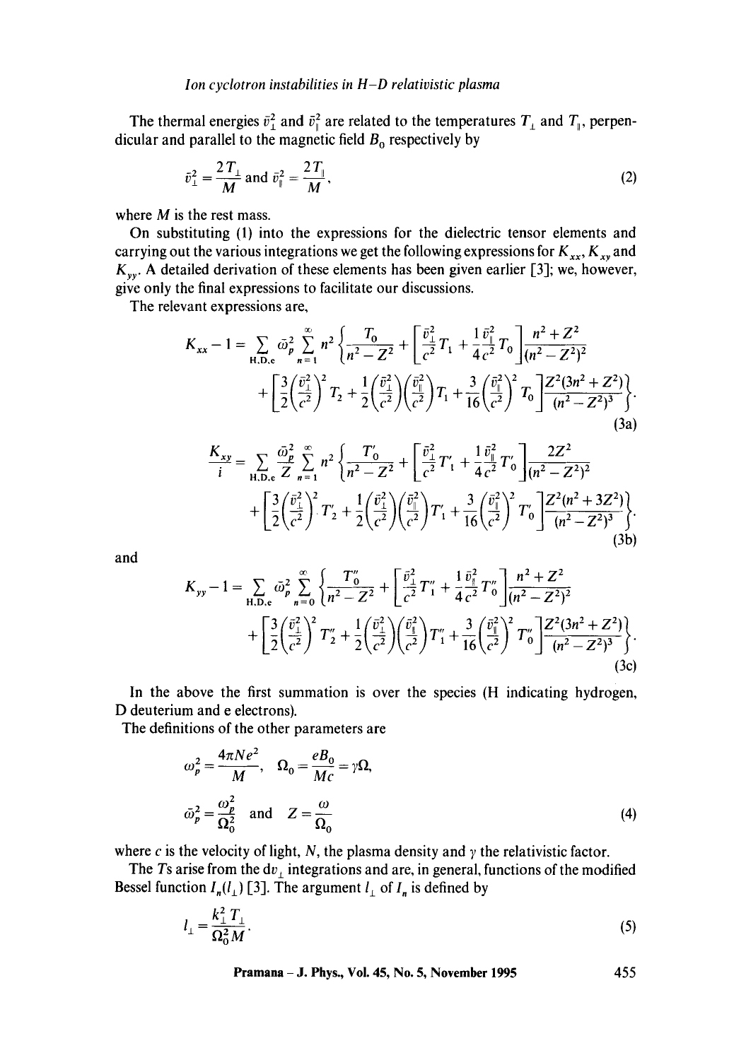The thermal energies $\bar{v}_\perp^2$ and $\bar{v}_\parallel^2$ are related to the temperatures $T_\perp$ and $T_\parallel$, perpendicular and parallel to the magnetic field $B_0$ respectively by

$$\bar{v}_\perp^2 = \frac{2T_\perp}{M} \text{ and } \bar{v}_\parallel^2 = \frac{2T_\parallel}{M}, \tag{2}$$

where $M$ is the rest mass.

On substituting (1) into the expressions for the dielectric tensor elements and carrying out the various integrations we get the following expressions for $K_{xx}$, $K_{xy}$ and $K_{yy}$. A detailed derivation of these elements has been given earlier [3]; we, however, give only the final expressions to facilitate our discussions.

The relevant expressions are,

$$K_{xx} - 1 = \sum_{\text{H,D,e}} \bar{\omega}_p^2 \sum_{n=1}^{\infty} n^2 \left\{ \frac{T_0}{n^2 - Z^2} + \left[ \frac{\bar{v}_\perp^2}{c^2} T_1 + \frac{1}{4} \frac{\bar{v}_\parallel^2}{c^2} T_0 \right] \frac{n^2 + Z^2}{(n^2 - Z^2)^2} \right.$$
$$\left. + \left[ \frac{3}{2} \left( \frac{\bar{v}_\perp^2}{c^2} \right)^2 T_2 + \frac{1}{2} \left( \frac{\bar{v}_\perp^2}{c^2} \right) \left( \frac{\bar{v}_\parallel^2}{c^2} \right) T_1 + \frac{3}{16} \left( \frac{\bar{v}_\parallel^2}{c^2} \right)^2 T_0 \right] \frac{Z^2(3n^2 + Z^2)}{(n^2 - Z^2)^3} \right\}. \tag{3a}$$

$$\frac{K_{xy}}{i} = \sum_{\text{H,D,e}} \frac{\bar{\omega}_p^2}{Z} \sum_{n=1}^{\infty} n^2 \left\{ \frac{T_0'}{n^2 - Z^2} + \left[ \frac{\bar{v}_\perp^2}{c^2} T_1' + \frac{1}{4} \frac{\bar{v}_\parallel^2}{c^2} T_0' \right] \frac{2Z^2}{(n^2 - Z^2)^2} \right.$$
$$\left. + \left[ \frac{3}{2} \left( \frac{\bar{v}_\perp^2}{c^2} \right)^2 T_2' + \frac{1}{2} \left( \frac{\bar{v}_\perp^2}{c^2} \right) \left( \frac{\bar{v}_\parallel^2}{c^2} \right) T_1' + \frac{3}{16} \left( \frac{\bar{v}_\parallel^2}{c^2} \right)^2 T_0' \right] \frac{Z^2(n^2 + 3Z^2)}{(n^2 - Z^2)^3} \right\}. \tag{3b}$$

and

$$K_{yy} - 1 = \sum_{\text{H,D,e}} \bar{\omega}_p^2 \sum_{n=0}^{\infty} \left\{ \frac{T_0''}{n^2 - Z^2} + \left[ \frac{\bar{v}_\perp^2}{c^2} T_1'' + \frac{1}{4} \frac{\bar{v}_\parallel^2}{c^2} T_0'' \right] \frac{n^2 + Z^2}{(n^2 - Z^2)^2} \right.$$
$$\left. + \left[ \frac{3}{2} \left( \frac{\bar{v}_\perp^2}{c^2} \right)^2 T_2'' + \frac{1}{2} \left( \frac{\bar{v}_\perp^2}{c^2} \right) \left( \frac{\bar{v}_\parallel^2}{c^2} \right) T_1'' + \frac{3}{16} \left( \frac{\bar{v}_\parallel^2}{c^2} \right)^2 T_0'' \right] \frac{Z^2(3n^2 + Z^2)}{(n^2 - Z^2)^3} \right\}. \tag{3c}$$

In the above the first summation is over the species (H indicating hydrogen, D deuterium and e electrons).

The definitions of the other parameters are

$$\omega_p^2 = \frac{4\pi N e^2}{M}, \quad \Omega_0 = \frac{eB_0}{Mc} = \gamma \Omega,$$

$$\bar{\omega}_p^2 = \frac{\omega_p^2}{\Omega_0^2} \text{ and } Z = \frac{\omega}{\Omega_0} \tag{4}$$

where $c$ is the velocity of light, $N$, the plasma density and $\gamma$ the relativistic factor.

The $T$s arise from the $dv_\perp$ integrations and are, in general, functions of the modified Bessel function $I_n(l_\perp)$ [3]. The argument $l_\perp$ of $I_n$ is defined by

$$l_\perp = \frac{k_\perp^2 T_\perp}{\Omega_0^2 M}. \tag{5}$$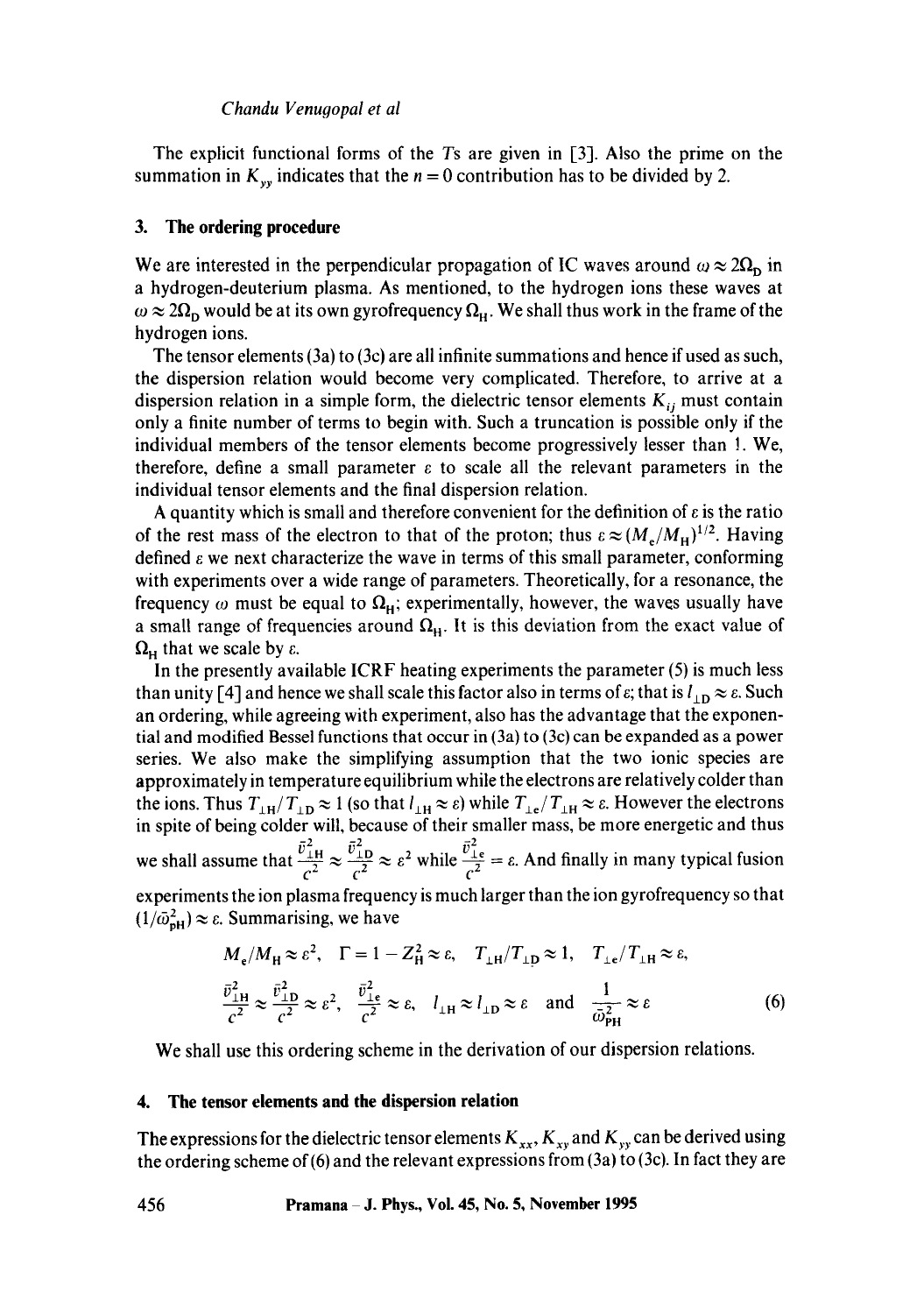The explicit functional forms of the $T$s are given in [3]. Also the prime on the summation in $K_{yy}$ indicates that the $n = 0$ contribution has to be divided by 2.

## 3. The ordering procedure

We are interested in the perpendicular propagation of IC waves around $\omega \approx 2\Omega_D$ in a hydrogen-deuterium plasma. As mentioned, to the hydrogen ions these waves at $\omega \approx 2\Omega_D$ would be at its own gyrofrequency $\Omega_H$. We shall thus work in the frame of the hydrogen ions.

The tensor elements (3a) to (3c) are all infinite summations and hence if used as such, the dispersion relation would become very complicated. Therefore, to arrive at a dispersion relation in a simple form, the dielectric tensor elements $K_{ij}$ must contain only a finite number of terms to begin with. Such a truncation is possible only if the individual members of the tensor elements become progressively lesser than 1. We, therefore, define a small parameter $\varepsilon$ to scale all the relevant parameters in the individual tensor elements and the final dispersion relation.

A quantity which is small and therefore convenient for the definition of $\varepsilon$ is the ratio of the rest mass of the electron to that of the proton; thus $\varepsilon \approx (M_e/M_H)^{1/2}$. Having defined $\varepsilon$ we next characterize the wave in terms of this small parameter, conforming with experiments over a wide range of parameters. Theoretically, for a resonance, the frequency $\omega$ must be equal to $\Omega_H$; experimentally, however, the waves usually have a small range of frequencies around $\Omega_H$. It is this deviation from the exact value of $\Omega_H$ that we scale by $\varepsilon$.

In the presently available ICRF heating experiments the parameter (5) is much less than unity [4] and hence we shall scale this factor also in terms of $\varepsilon$; that is $l_{\perp D} \approx \varepsilon$. Such an ordering, while agreeing with experiment, also has the advantage that the exponential and modified Bessel functions that occur in (3a) to (3c) can be expanded as a power series. We also make the simplifying assumption that the two ionic species are approximately in temperature equilibrium while the electrons are relatively colder than the ions. Thus $T_{\perp H}/T_{\perp D} \approx 1$ (so that $l_{\perp H} \approx \varepsilon$) while $T_{\perp e}/T_{\perp H} \approx \varepsilon$. However the electrons in spite of being colder will, because of their smaller mass, be more energetic and thus we shall assume that $\frac{\bar{v}_{\perp H}^2}{c^2} \approx \frac{\bar{v}_{\perp D}^2}{c^2} \approx \varepsilon^2$ while $\frac{\bar{v}_{\perp e}^2}{c^2} = \varepsilon$. And finally in many typical fusion experiments the ion plasma frequency is much larger than the ion gyrofrequency so that $(1/\bar{\omega}_{pH}^2) \approx \varepsilon$. Summarising, we have

$$
\begin{gathered}
M_e/M_H \approx \varepsilon^2, \quad \Gamma = 1 - Z_H^2 \approx \varepsilon, \quad T_{\perp H}/T_{\perp D} \approx 1, \quad T_{\perp e}/T_{\perp H} \approx \varepsilon, \\
\frac{\bar{v}_{\perp H}^2}{c^2} \approx \frac{\bar{v}_{\perp D}^2}{c^2} \approx \varepsilon^2, \quad \frac{\bar{v}_{\perp e}^2}{c^2} \approx \varepsilon, \quad l_{\perp H} \approx l_{\perp D} \approx \varepsilon \quad \text{and} \quad \frac{1}{\bar{\omega}_{PH}^2} \approx \varepsilon
\end{gathered} \tag{6}
$$

We shall use this ordering scheme in the derivation of our dispersion relations.

## 4. The tensor elements and the dispersion relation

The expressions for the dielectric tensor elements $K_{xx}$, $K_{xy}$ and $K_{yy}$ can be derived using the ordering scheme of (6) and the relevant expressions from (3a) to (3c). In fact they are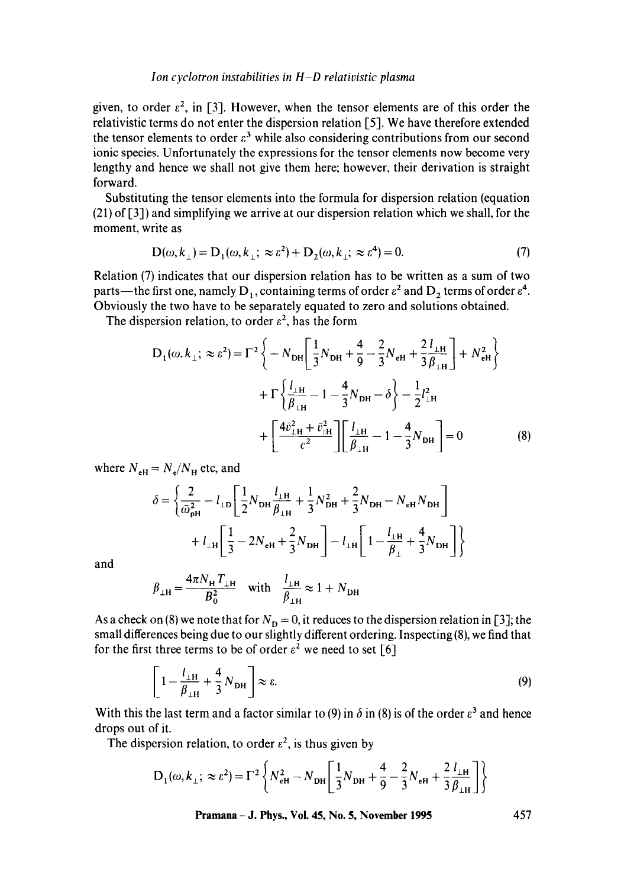given, to order $\varepsilon^2$, in [3]. However, when the tensor elements are of this order the relativistic terms do not enter the dispersion relation [5]. We have therefore extended the tensor elements to order $\varepsilon^3$ while also considering contributions from our second ionic species. Unfortunately the expressions for the tensor elements now become very lengthy and hence we shall not give them here; however, their derivation is straight forward.

Substituting the tensor elements into the formula for dispersion relation (equation (21) of [3]) and simplifying we arrive at our dispersion relation which we shall, for the moment, write as

$$\mathrm{D}(\omega, k_\perp) = \mathrm{D}_1(\omega, k_\perp; \approx \varepsilon^2) + \mathrm{D}_2(\omega, k_\perp; \approx \varepsilon^4) = 0. \tag{7}$$

Relation (7) indicates that our dispersion relation has to be written as a sum of two parts—the first one, namely $\mathrm{D}_1$, containing terms of order $\varepsilon^2$ and $\mathrm{D}_2$ terms of order $\varepsilon^4$. Obviously the two have to be separately equated to zero and solutions obtained.

The dispersion relation, to order $\varepsilon^2$, has the form

$$\begin{aligned}
\mathrm{D}_1(\omega, k_\perp; \approx \varepsilon^2) = \Gamma^2 &\left\{ -N_{\mathrm{DH}}\left[\frac{1}{3}N_{\mathrm{DH}} + \frac{4}{9} - \frac{2}{3}N_{\mathrm{eH}} + \frac{2}{3}\frac{l_{\perp\mathrm{H}}}{\beta_{\perp\mathrm{H}}}\right] + N_{\mathrm{eH}}^2 \right\} \\
&+ \Gamma\left\{\frac{l_{\perp\mathrm{H}}}{\beta_{\perp\mathrm{H}}} - 1 - \frac{4}{3}N_{\mathrm{DH}} - \delta\right\} - \frac{1}{2}l_{\perp\mathrm{H}}^2 \\
&+ \left[\frac{4\bar{v}_{\perp\mathrm{H}}^2 + \bar{v}_{\parallel\mathrm{H}}^2}{c^2}\right]\left[\frac{l_{\perp\mathrm{H}}}{\beta_{\perp\mathrm{H}}} - 1 - \frac{4}{3}N_{\mathrm{DH}}\right] = 0
\end{aligned} \tag{8}$$

where $N_{\mathrm{eH}} = N_e/N_{\mathrm{H}}$ etc, and

$$\begin{aligned}
\delta = \Bigg\{ \frac{2}{\bar{\omega}_{\mathrm{pH}}^2} - l_{\perp\mathrm{D}}&\left[\frac{1}{2}N_{\mathrm{DH}}\frac{l_{\perp\mathrm{H}}}{\beta_{\perp\mathrm{H}}} + \frac{1}{3}N_{\mathrm{DH}}^2 + \frac{2}{3}N_{\mathrm{DH}} - N_{\mathrm{eH}}N_{\mathrm{DH}}\right] \\
&+ l_{\perp\mathrm{H}}\left[\frac{1}{3} - 2N_{\mathrm{eH}} + \frac{2}{3}N_{\mathrm{DH}}\right] - l_{\perp\mathrm{H}}\left[1 - \frac{l_{\perp\mathrm{H}}}{\beta_\perp} + \frac{4}{3}N_{\mathrm{DH}}\right]\Bigg\}
\end{aligned}$$

and

$$\beta_{\perp\mathrm{H}} = \frac{4\pi N_{\mathrm{H}} T_{\perp\mathrm{H}}}{B_0^2} \quad \text{with} \quad \frac{l_{\perp\mathrm{H}}}{\beta_{\perp\mathrm{H}}} \approx 1 + N_{\mathrm{DH}}$$

As a check on (8) we note that for $N_{\mathrm{D}} = 0$, it reduces to the dispersion relation in [3]; the small differences being due to our slightly different ordering. Inspecting (8), we find that for the first three terms to be of order $\varepsilon^2$ we need to set [6]

$$\left[1 - \frac{l_{\perp\mathrm{H}}}{\beta_{\perp\mathrm{H}}} + \frac{4}{3}N_{\mathrm{DH}}\right] \approx \varepsilon. \tag{9}$$

With this the last term and a factor similar to (9) in $\delta$ in (8) is of the order $\varepsilon^3$ and hence drops out of it.

The dispersion relation, to order $\varepsilon^2$, is thus given by

$$\mathrm{D}_1(\omega, k_\perp; \approx \varepsilon^2) = \Gamma^2\left\{N_{\mathrm{eH}}^2 - N_{\mathrm{DH}}\left[\frac{1}{3}N_{\mathrm{DH}} + \frac{4}{9} - \frac{2}{3}N_{\mathrm{eH}} + \frac{2}{3}\frac{l_{\perp\mathrm{H}}}{\beta_{\perp\mathrm{H}}}\right]\right\}$$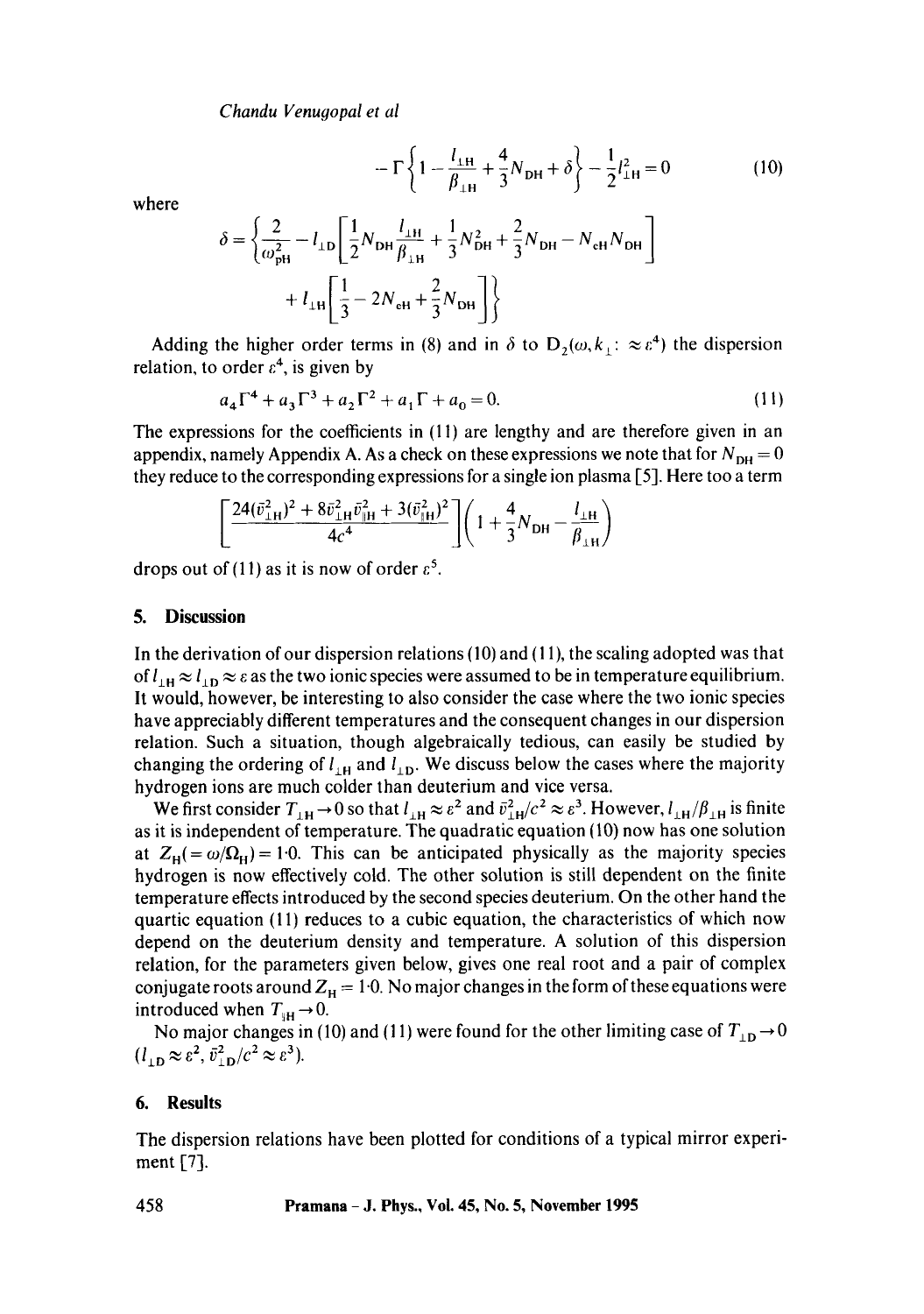$$-\Gamma\left\{1-\frac{l_{\perp H}}{\beta_{\perp H}}+\frac{4}{3}N_{DH}+\delta\right\}-\frac{1}{2}l_{\perp H}^2=0 \tag{10}$$

where

$$\delta=\left\{\frac{2}{\omega_{pH}^2}-l_{\perp D}\left[\frac{1}{2}N_{DH}\frac{l_{\perp H}}{\beta_{\perp H}}+\frac{1}{3}N_{DH}^2+\frac{2}{3}N_{DH}-N_{eH}N_{DH}\right]\right.$$
$$\left.+\,l_{\perp H}\left[\frac{1}{3}-2N_{eH}+\frac{2}{3}N_{DH}\right]\right\}$$

Adding the higher order terms in (8) and in $\delta$ to $D_2(\omega, k_\perp:\ \approx\varepsilon^4)$ the dispersion relation, to order $\varepsilon^4$, is given by

$$a_4\Gamma^4+a_3\Gamma^3+a_2\Gamma^2+a_1\Gamma+a_0=0. \tag{11}$$

The expressions for the coefficients in (11) are lengthy and are therefore given in an appendix, namely Appendix A. As a check on these expressions we note that for $N_{DH}=0$ they reduce to the corresponding expressions for a single ion plasma [5]. Here too a term

$$\left[\frac{24(\bar{v}_{\perp H}^2)^2+8\bar{v}_{\perp H}^2\bar{v}_{\parallel H}^2+3(\bar{v}_{\parallel H}^2)^2}{4c^4}\right]\left(1+\frac{4}{3}N_{DH}-\frac{l_{\perp H}}{\beta_{\perp H}}\right)$$

drops out of (11) as it is now of order $\varepsilon^5$.

## 5. Discussion

In the derivation of our dispersion relations (10) and (11), the scaling adopted was that of $l_{\perp H}\approx l_{\perp D}\approx\varepsilon$ as the two ionic species were assumed to be in temperature equilibrium. It would, however, be interesting to also consider the case where the two ionic species have appreciably different temperatures and the consequent changes in our dispersion relation. Such a situation, though algebraically tedious, can easily be studied by changing the ordering of $l_{\perp H}$ and $l_{\perp D}$. We discuss below the cases where the majority hydrogen ions are much colder than deuterium and vice versa.

We first consider $T_{\perp H}\to 0$ so that $l_{\perp H}\approx\varepsilon^2$ and $\bar{v}_{\perp H}^2/c^2\approx\varepsilon^3$. However, $l_{\perp H}/\beta_{\perp H}$ is finite as it is independent of temperature. The quadratic equation (10) now has one solution at $Z_H(=\omega/\Omega_H)=1{\cdot}0$. This can be anticipated physically as the majority species hydrogen is now effectively cold. The other solution is still dependent on the finite temperature effects introduced by the second species deuterium. On the other hand the quartic equation (11) reduces to a cubic equation, the characteristics of which now depend on the deuterium density and temperature. A solution of this dispersion relation, for the parameters given below, gives one real root and a pair of complex conjugate roots around $Z_H=1{\cdot}0$. No major changes in the form of these equations were introduced when $T_{\parallel H}\to 0$.

No major changes in (10) and (11) were found for the other limiting case of $T_{\perp D}\to 0$ ($l_{\perp D}\approx\varepsilon^2$, $\bar{v}_{\perp D}^2/c^2\approx\varepsilon^3$).

## 6. Results

The dispersion relations have been plotted for conditions of a typical mirror experiment [7].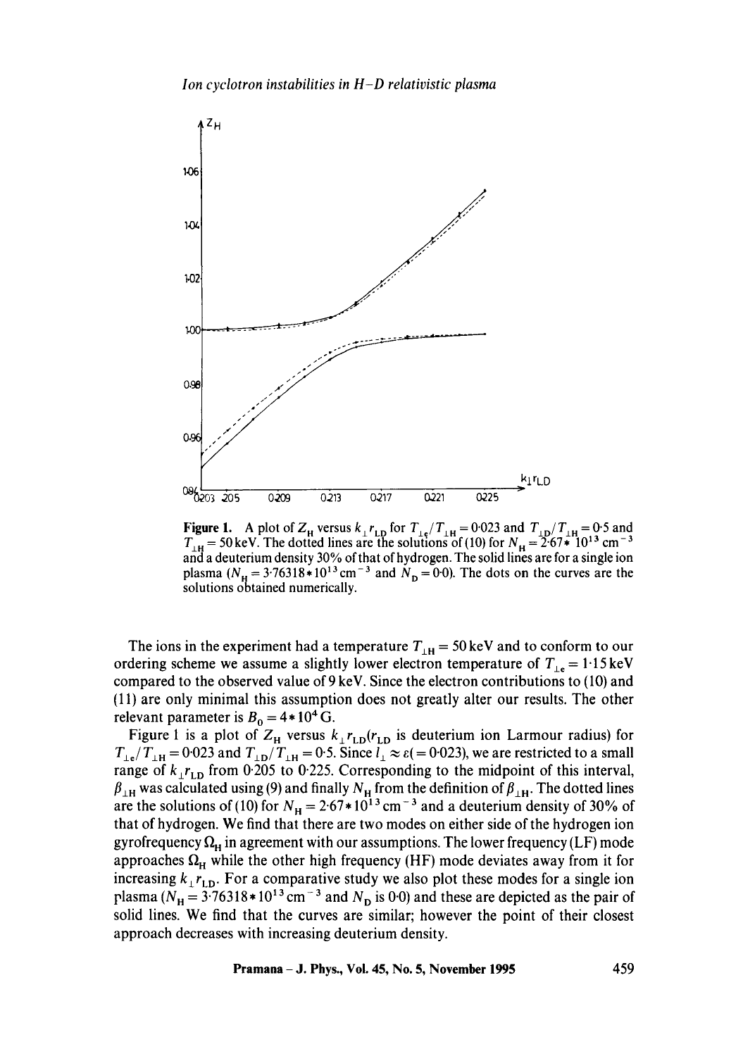Figure 1. A plot of $Z_H$ versus $k_\perp r_{LD}$ for $T_{\perp e}/T_{\perp H} = 0.023$ and $T_{\perp D}/T_{\perp H} = 0.5$ and $T_{\perp H} = 50\,\text{keV}$. The dotted lines are the solutions of (10) for $N_H = 2.67 * 10^{13}\,\text{cm}^{-3}$ and a deuterium density 30% of that of hydrogen. The solid lines are for a single ion plasma ($N_H = 3.76318 * 10^{13}\,\text{cm}^{-3}$ and $N_D = 0.0$). The dots on the curves are the solutions obtained numerically.

The ions in the experiment had a temperature $T_{\perp H} = 50\,\text{keV}$ and to conform to our ordering scheme we assume a slightly lower electron temperature of $T_{\perp e} = 1.15\,\text{keV}$ compared to the observed value of 9 keV. Since the electron contributions to (10) and (11) are only minimal this assumption does not greatly alter our results. The other relevant parameter is $B_0 = 4 * 10^4\,\text{G}$.

Figure 1 is a plot of $Z_H$ versus $k_\perp r_{LD}$ ($r_{LD}$ is deuterium ion Larmour radius) for $T_{\perp e}/T_{\perp H} = 0.023$ and $T_{\perp D}/T_{\perp H} = 0.5$. Since $l_\perp \approx \varepsilon (= 0.023)$, we are restricted to a small range of $k_\perp r_{LD}$ from 0.205 to 0.225. Corresponding to the midpoint of this interval, $\beta_{\perp H}$ was calculated using (9) and finally $N_H$ from the definition of $\beta_{\perp H}$. The dotted lines are the solutions of (10) for $N_H = 2.67 * 10^{13}\,\text{cm}^{-3}$ and a deuterium density of 30% of that of hydrogen. We find that there are two modes on either side of the hydrogen ion gyrofrequency $\Omega_H$ in agreement with our assumptions. The lower frequency (LF) mode approaches $\Omega_H$ while the other high frequency (HF) mode deviates away from it for increasing $k_\perp r_{LD}$. For a comparative study we also plot these modes for a single ion plasma ($N_H = 3.76318 * 10^{13}\,\text{cm}^{-3}$ and $N_D$ is 0.0) and these are depicted as the pair of solid lines. We find that the curves are similar; however the point of their closest approach decreases with increasing deuterium density.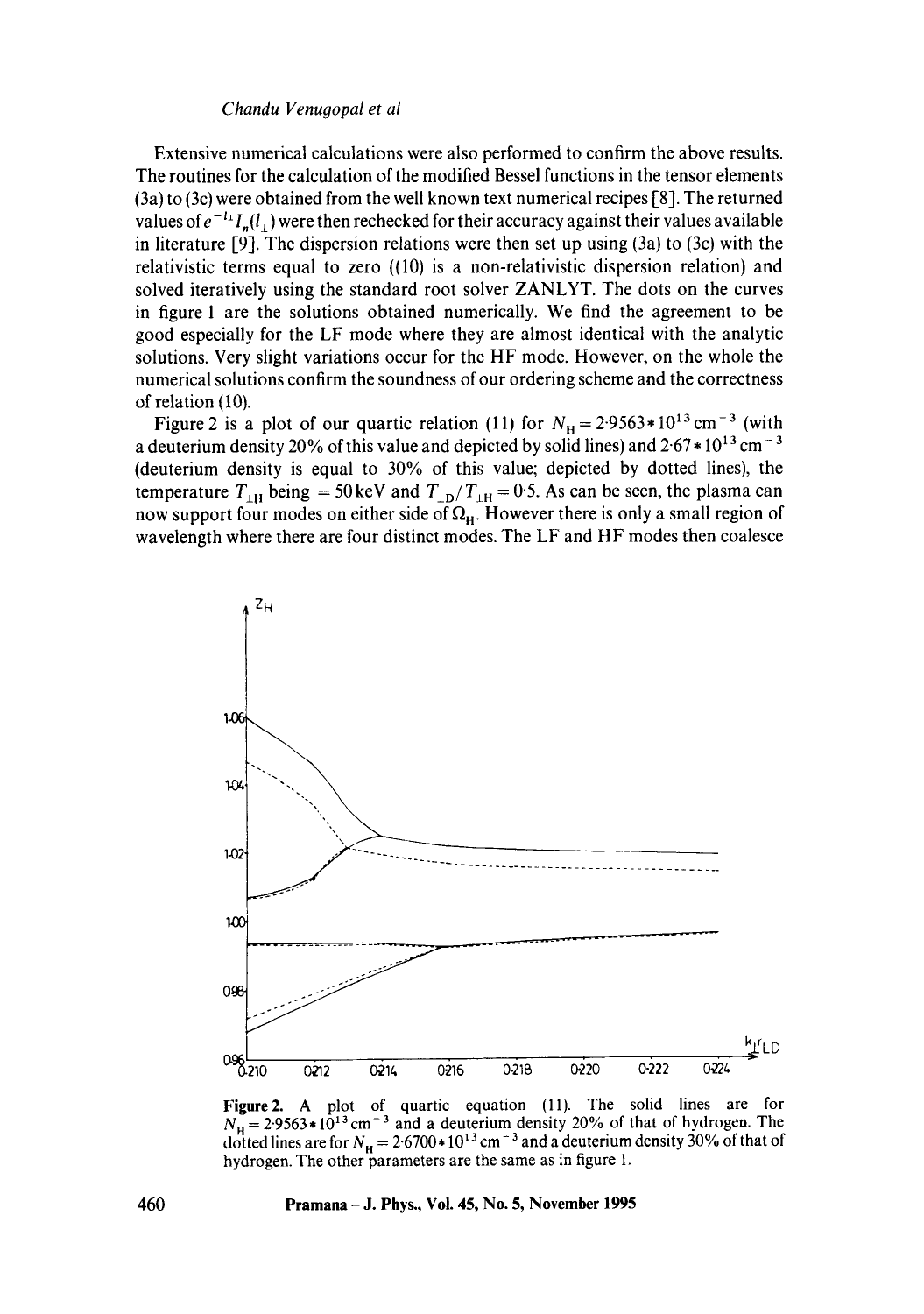Extensive numerical calculations were also performed to confirm the above results. The routines for the calculation of the modified Bessel functions in the tensor elements (3a) to (3c) were obtained from the well known text numerical recipes [8]. The returned values of $e^{-l_\perp} I_n(l_\perp)$ were then rechecked for their accuracy against their values available in literature [9]. The dispersion relations were then set up using (3a) to (3c) with the relativistic terms equal to zero ((10) is a non-relativistic dispersion relation) and solved iteratively using the standard root solver ZANLYT. The dots on the curves in figure 1 are the solutions obtained numerically. We find the agreement to be good especially for the LF mode where they are almost identical with the analytic solutions. Very slight variations occur for the HF mode. However, on the whole the numerical solutions confirm the soundness of our ordering scheme and the correctness of relation (10).

Figure 2 is a plot of our quartic relation (11) for $N_H = 2{\cdot}9563 * 10^{13}\,\text{cm}^{-3}$ (with a deuterium density 20% of this value and depicted by solid lines) and $2{\cdot}67 * 10^{13}\,\text{cm}^{-3}$ (deuterium density is equal to 30% of this value; depicted by dotted lines), the temperature $T_{\perp H}$ being $= 50\,\text{keV}$ and $T_{\perp D}/T_{\perp H} = 0{\cdot}5$. As can be seen, the plasma can now support four modes on either side of $\Omega_H$. However there is only a small region of wavelength where there are four distinct modes. The LF and HF modes then coalesce

**Figure 2.** A plot of quartic equation (11). The solid lines are for $N_H = 2{\cdot}9563 * 10^{13}\,\text{cm}^{-3}$ and a deuterium density 20% of that of hydrogen. The dotted lines are for $N_H = 2{\cdot}6700 * 10^{13}\,\text{cm}^{-3}$ and a deuterium density 30% of that of hydrogen. The other parameters are the same as in figure 1.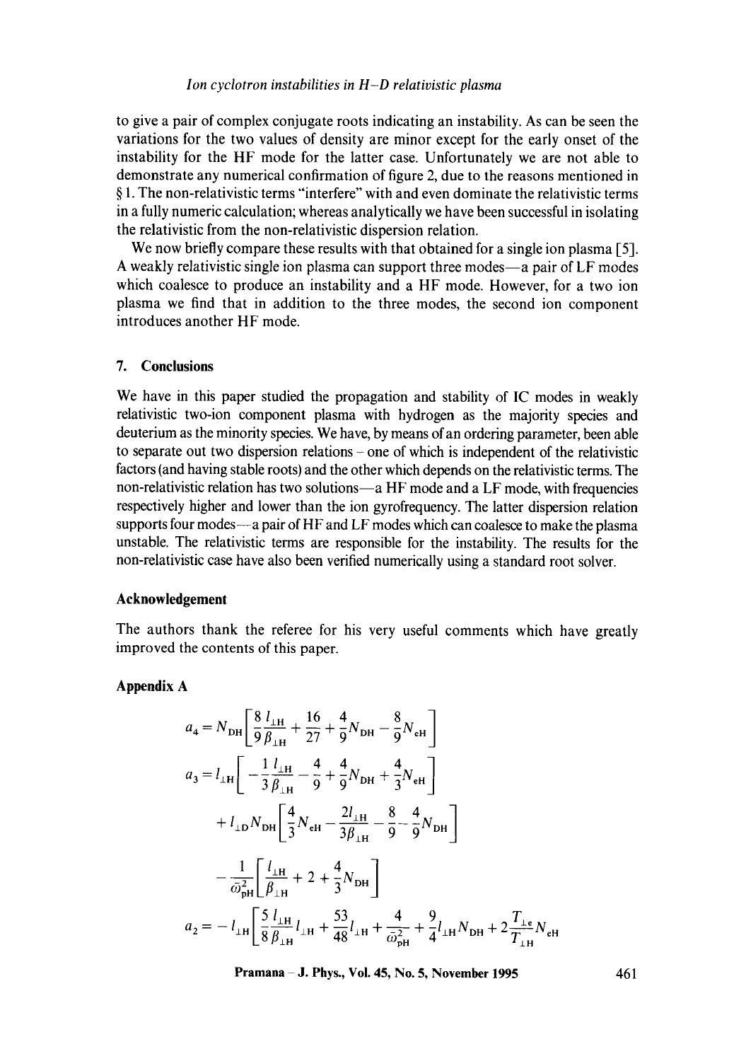to give a pair of complex conjugate roots indicating an instability. As can be seen the variations for the two values of density are minor except for the early onset of the instability for the HF mode for the latter case. Unfortunately we are not able to demonstrate any numerical confirmation of figure 2, due to the reasons mentioned in § 1. The non-relativistic terms "interfere" with and even dominate the relativistic terms in a fully numeric calculation; whereas analytically we have been successful in isolating the relativistic from the non-relativistic dispersion relation.

We now briefly compare these results with that obtained for a single ion plasma [5]. A weakly relativistic single ion plasma can support three modes—a pair of LF modes which coalesce to produce an instability and a HF mode. However, for a two ion plasma we find that in addition to the three modes, the second ion component introduces another HF mode.

## 7. Conclusions

We have in this paper studied the propagation and stability of IC modes in weakly relativistic two-ion component plasma with hydrogen as the majority species and deuterium as the minority species. We have, by means of an ordering parameter, been able to separate out two dispersion relations – one of which is independent of the relativistic factors (and having stable roots) and the other which depends on the relativistic terms. The non-relativistic relation has two solutions—a HF mode and a LF mode, with frequencies respectively higher and lower than the ion gyrofrequency. The latter dispersion relation supports four modes—a pair of HF and LF modes which can coalesce to make the plasma unstable. The relativistic terms are responsible for the instability. The results for the non-relativistic case have also been verified numerically using a standard root solver.

## Acknowledgement

The authors thank the referee for his very useful comments which have greatly improved the contents of this paper.

## Appendix A

$$a_4 = N_{\mathrm{DH}}\left[\frac{8}{9}\frac{l_{\perp \mathrm{H}}}{\beta_{\perp \mathrm{H}}} + \frac{16}{27} + \frac{4}{9}N_{\mathrm{DH}} - \frac{8}{9}N_{\mathrm{eH}}\right]$$

$$\begin{aligned}
a_3 = {} & l_{\perp \mathrm{H}}\left[-\frac{1}{3}\frac{l_{\perp \mathrm{H}}}{\beta_{\perp \mathrm{H}}} - \frac{4}{9} + \frac{4}{9}N_{\mathrm{DH}} + \frac{4}{3}N_{\mathrm{eH}}\right] \\
& + l_{\perp \mathrm{D}}N_{\mathrm{DH}}\left[\frac{4}{3}N_{\mathrm{eH}} - \frac{2l_{\perp \mathrm{H}}}{3\beta_{\perp \mathrm{H}}} - \frac{8}{9} - \frac{4}{9}N_{\mathrm{DH}}\right] \\
& - \frac{1}{\bar{\omega}_{\mathrm{pH}}^2}\left[\frac{l_{\perp \mathrm{H}}}{\beta_{\perp \mathrm{H}}} + 2 + \frac{4}{3}N_{\mathrm{DH}}\right]
\end{aligned}$$

$$a_2 = -l_{\perp \mathrm{H}}\left[\frac{5}{8}\frac{l_{\perp \mathrm{H}}}{\beta_{\perp \mathrm{H}}}l_{\perp \mathrm{H}} + \frac{53}{48}l_{\perp \mathrm{H}} + \frac{4}{\bar{\omega}_{\mathrm{pH}}^2} + \frac{9}{4}l_{\perp \mathrm{H}}N_{\mathrm{DH}} + 2\frac{T_{\perp \mathrm{e}}}{T_{\perp \mathrm{H}}}N_{\mathrm{eH}}\right.$$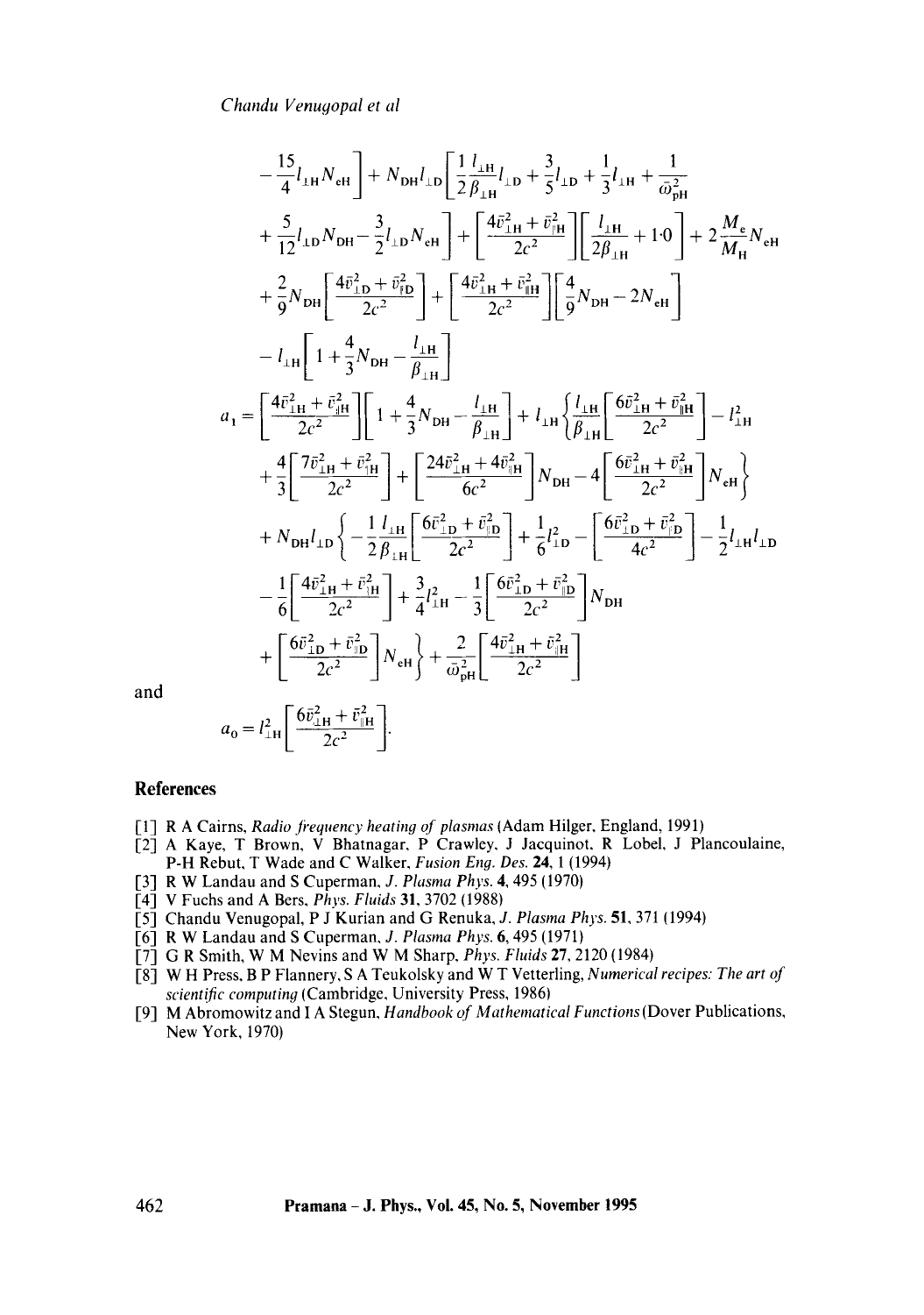$$
\left. - \frac{15}{4} l_{\perp \mathrm{H}} N_{\mathrm{eH}} \right] + N_{\mathrm{DH}} l_{\perp \mathrm{D}} \left[ \frac{1}{2} \frac{l_{\perp \mathrm{H}}}{\beta_{\perp \mathrm{H}}} l_{\perp \mathrm{D}} + \frac{3}{5} l_{\perp \mathrm{D}} + \frac{1}{3} l_{\perp \mathrm{H}} + \frac{1}{\bar{\omega}_{\mathrm{pH}}^{2}} \right.
$$

$$
\left. + \frac{5}{12} l_{\perp \mathrm{D}} N_{\mathrm{DH}} - \frac{3}{2} l_{\perp \mathrm{D}} N_{\mathrm{eH}} \right] + \left[ \frac{4 \bar{v}_{\perp \mathrm{H}}^{2} + \bar{v}_{\parallel \mathrm{H}}^{2}}{2c^{2}} \right] \left[ \frac{l_{\perp \mathrm{H}}}{2 \beta_{\perp \mathrm{H}}} + 1{\cdot}0 \right] + 2 \frac{M_{\mathrm{e}}}{M_{\mathrm{H}}} N_{\mathrm{eH}}
$$

$$
+ \frac{2}{9} N_{\mathrm{DH}} \left[ \frac{4 \bar{v}_{\perp \mathrm{D}}^{2} + \bar{v}_{\parallel \mathrm{D}}^{2}}{2c^{2}} \right] + \left[ \frac{4 \bar{v}_{\perp \mathrm{H}}^{2} + \bar{v}_{\parallel \mathrm{H}}^{2}}{2c^{2}} \right] \left[ \frac{4}{9} N_{\mathrm{DH}} - 2 N_{\mathrm{eH}} \right]
$$

$$
- l_{\perp \mathrm{H}} \left[ 1 + \frac{4}{3} N_{\mathrm{DH}} - \frac{l_{\perp \mathrm{H}}}{\beta_{\perp \mathrm{H}}} \right]
$$

$$
a_{1} = \left[ \frac{4 \bar{v}_{\perp \mathrm{H}}^{2} + \bar{v}_{\parallel \mathrm{H}}^{2}}{2c^{2}} \right] \left[ 1 + \frac{4}{3} N_{\mathrm{DH}} - \frac{l_{\perp \mathrm{H}}}{\beta_{\perp \mathrm{H}}} \right] + l_{\perp \mathrm{H}} \left\{ \frac{l_{\perp \mathrm{H}}}{\beta_{\perp \mathrm{H}}} \left[ \frac{6 \bar{v}_{\perp \mathrm{H}}^{2} + \bar{v}_{\parallel \mathrm{H}}^{2}}{2c^{2}} \right] - l_{\perp \mathrm{H}}^{2} \right.
$$

$$
\left. + \frac{4}{3} \left[ \frac{7 \bar{v}_{\perp \mathrm{H}}^{2} + \bar{v}_{\parallel \mathrm{H}}^{2}}{2c^{2}} \right] + \left[ \frac{24 \bar{v}_{\perp \mathrm{H}}^{2} + 4 \bar{v}_{\parallel \mathrm{H}}^{2}}{6c^{2}} \right] N_{\mathrm{DH}} - 4 \left[ \frac{6 \bar{v}_{\perp \mathrm{H}}^{2} + \bar{v}_{\parallel \mathrm{H}}^{2}}{2c^{2}} \right] N_{\mathrm{eH}} \right\}
$$

$$
+ N_{\mathrm{DH}} l_{\perp \mathrm{D}} \left\{ - \frac{1}{2} \frac{l_{\perp \mathrm{H}}}{\beta_{\perp \mathrm{H}}} \left[ \frac{6 \bar{v}_{\perp \mathrm{D}}^{2} + \bar{v}_{\parallel \mathrm{D}}^{2}}{2c^{2}} \right] + \frac{1}{6} l_{\perp \mathrm{D}}^{2} - \left[ \frac{6 \bar{v}_{\perp \mathrm{D}}^{2} + \bar{v}_{\parallel \mathrm{D}}^{2}}{4c^{2}} \right] - \frac{1}{2} l_{\perp \mathrm{H}} l_{\perp \mathrm{D}} \right.
$$

$$
- \frac{1}{6} \left[ \frac{4 \bar{v}_{\perp \mathrm{H}}^{2} + \bar{v}_{\parallel \mathrm{H}}^{2}}{2c^{2}} \right] + \frac{3}{4} l_{\perp \mathrm{H}}^{2} - \frac{1}{3} \left[ \frac{6 \bar{v}_{\perp \mathrm{D}}^{2} + \bar{v}_{\parallel \mathrm{D}}^{2}}{2c^{2}} \right] N_{\mathrm{DH}}
$$

$$
\left. + \left[ \frac{6 \bar{v}_{\perp \mathrm{D}}^{2} + \bar{v}_{\parallel \mathrm{D}}^{2}}{2c^{2}} \right] N_{\mathrm{eH}} \right\} + \frac{2}{\bar{\omega}_{\mathrm{pH}}^{2}} \left[ \frac{4 \bar{v}_{\perp \mathrm{H}}^{2} + \bar{v}_{\parallel \mathrm{H}}^{2}}{2c^{2}} \right]
$$

and

$$
a_{0} = l_{\perp \mathrm{H}}^{2} \left[ \frac{6 \bar{v}_{\perp \mathrm{H}}^{2} + \bar{v}_{\parallel \mathrm{H}}^{2}}{2c^{2}} \right].
$$

## References

[1] R A Cairns, *Radio frequency heating of plasmas* (Adam Hilger, England, 1991)

[2] A Kaye, T Brown, V Bhatnagar, P Crawley, J Jacquinot, R Lobel, J Plancoulaine, P-H Rebut, T Wade and C Walker, *Fusion Eng. Des.* **24**, 1 (1994)

[3] R W Landau and S Cuperman, *J. Plasma Phys.* **4**, 495 (1970)

[4] V Fuchs and A Bers, *Phys. Fluids* **31**, 3702 (1988)

[5] Chandu Venugopal, P J Kurian and G Renuka, *J. Plasma Phys.* **51**, 371 (1994)

[6] R W Landau and S Cuperman, *J. Plasma Phys.* **6**, 495 (1971)

[7] G R Smith, W M Nevins and W M Sharp, *Phys. Fluids* **27**, 2120 (1984)

[8] W H Press, B P Flannery, S A Teukolsky and W T Vetterling, *Numerical recipes: The art of scientific computing* (Cambridge, University Press, 1986)

[9] M Abromowitz and I A Stegun, *Handbook of Mathematical Functions* (Dover Publications, New York, 1970)